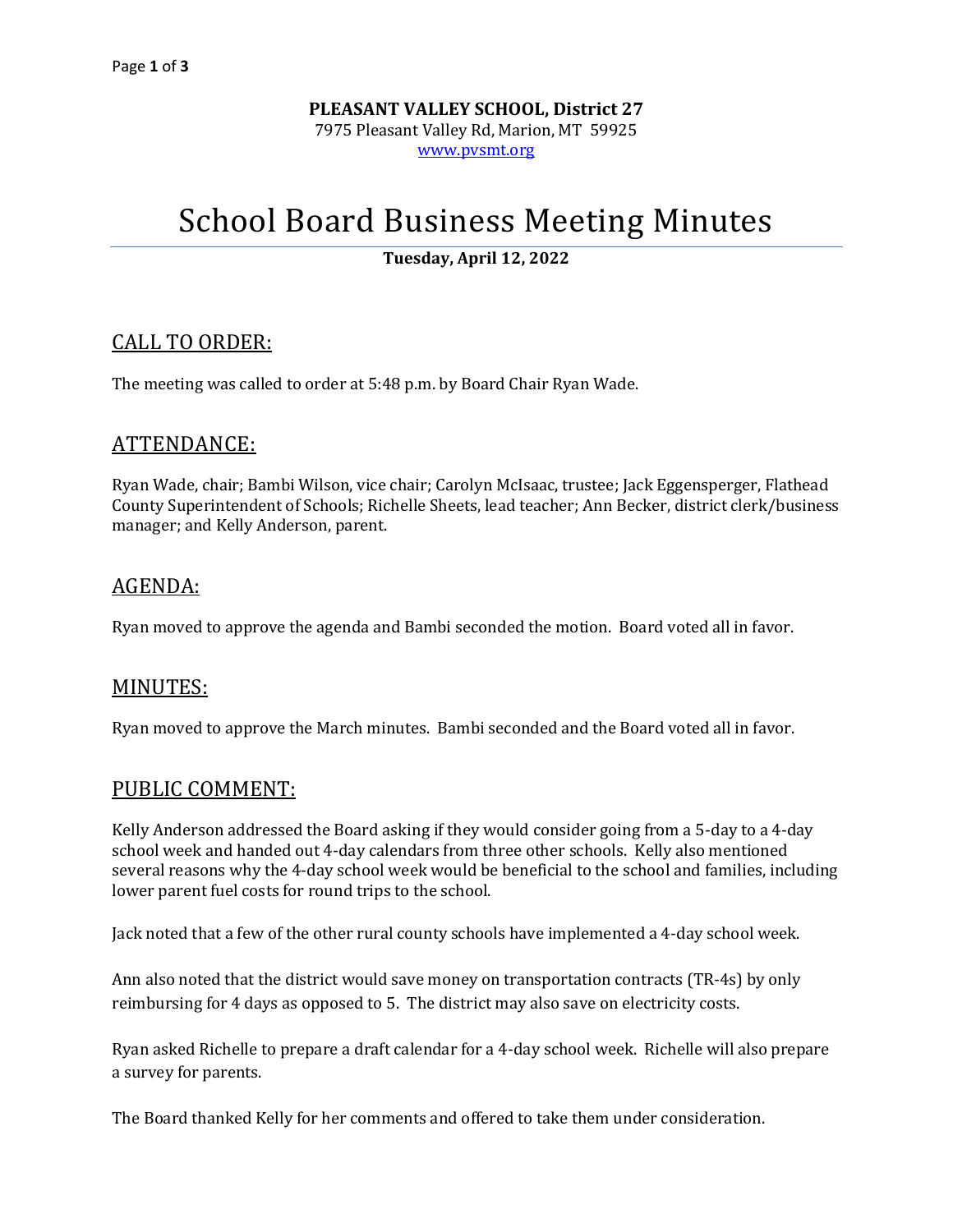**PLEASANT VALLEY SCHOOL, District 27**
7975 Pleasant Valley Rd, Marion, MT 59925
www.pvsmt.org

# School Board Business Meeting Minutes

**Tuesday, April 12, 2022**

## CALL TO ORDER:

The meeting was called to order at 5:48 p.m. by Board Chair Ryan Wade.

## ATTENDANCE:

Ryan Wade, chair; Bambi Wilson, vice chair; Carolyn McIsaac, trustee; Jack Eggensperger, Flathead County Superintendent of Schools; Richelle Sheets, lead teacher; Ann Becker, district clerk/business manager; and Kelly Anderson, parent.

## AGENDA:

Ryan moved to approve the agenda and Bambi seconded the motion. Board voted all in favor.

## MINUTES:

Ryan moved to approve the March minutes. Bambi seconded and the Board voted all in favor.

## PUBLIC COMMENT:

Kelly Anderson addressed the Board asking if they would consider going from a 5-day to a 4-day school week and handed out 4-day calendars from three other schools. Kelly also mentioned several reasons why the 4-day school week would be beneficial to the school and families, including lower parent fuel costs for round trips to the school.

Jack noted that a few of the other rural county schools have implemented a 4-day school week.

Ann also noted that the district would save money on transportation contracts (TR-4s) by only reimbursing for 4 days as opposed to 5. The district may also save on electricity costs.

Ryan asked Richelle to prepare a draft calendar for a 4-day school week. Richelle will also prepare a survey for parents.

The Board thanked Kelly for her comments and offered to take them under consideration.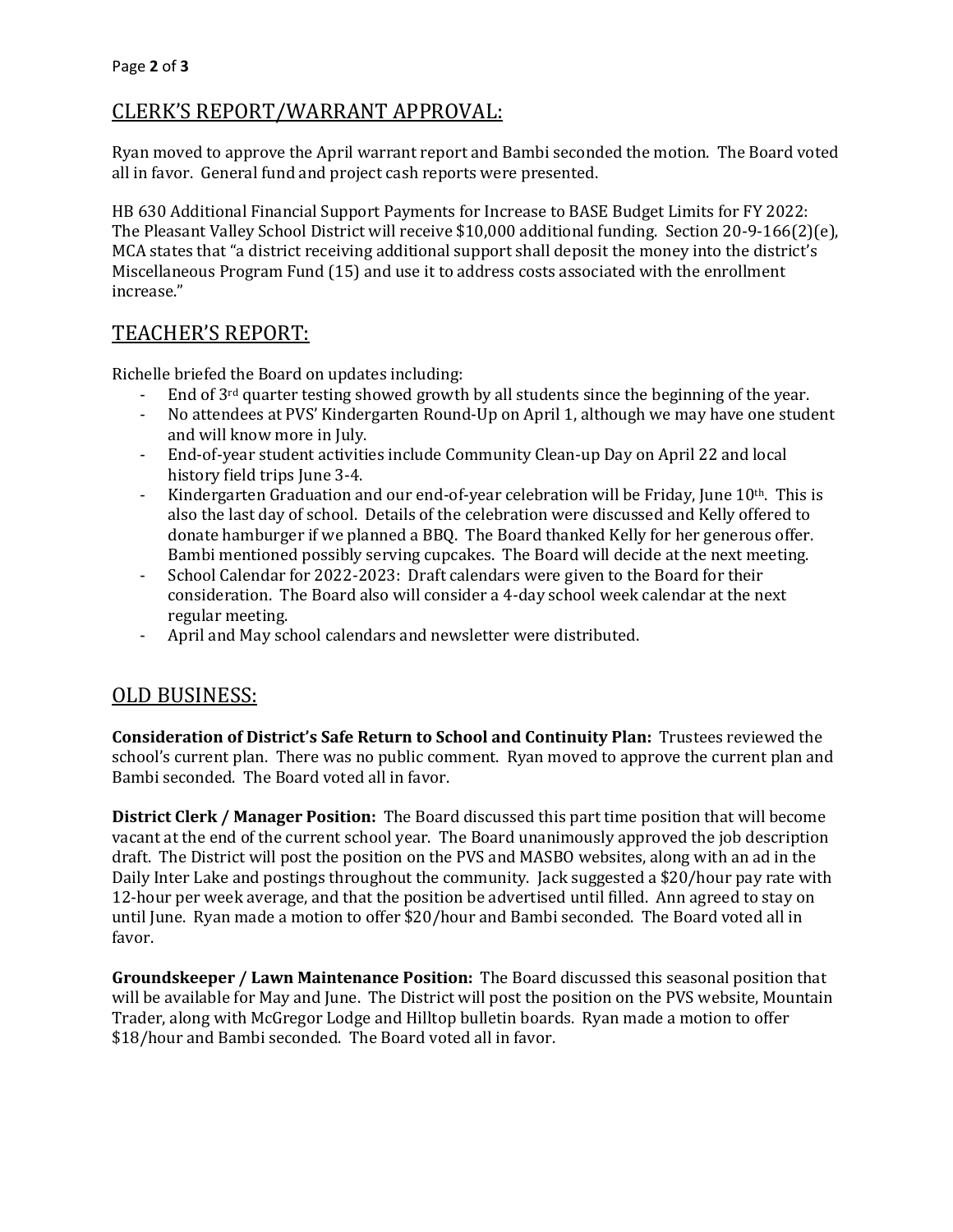## CLERK'S REPORT/WARRANT APPROVAL:

Ryan moved to approve the April warrant report and Bambi seconded the motion. The Board voted all in favor. General fund and project cash reports were presented.

HB 630 Additional Financial Support Payments for Increase to BASE Budget Limits for FY 2022: The Pleasant Valley School District will receive $10,000 additional funding. Section 20-9-166(2)(e), MCA states that "a district receiving additional support shall deposit the money into the district's Miscellaneous Program Fund (15) and use it to address costs associated with the enrollment increase."

## TEACHER'S REPORT:

Richelle briefed the Board on updates including:

- End of 3rd quarter testing showed growth by all students since the beginning of the year.
- No attendees at PVS' Kindergarten Round-Up on April 1, although we may have one student and will know more in July.
- End-of-year student activities include Community Clean-up Day on April 22 and local history field trips June 3-4.
- Kindergarten Graduation and our end-of-year celebration will be Friday, June 10th. This is also the last day of school. Details of the celebration were discussed and Kelly offered to donate hamburger if we planned a BBQ. The Board thanked Kelly for her generous offer. Bambi mentioned possibly serving cupcakes. The Board will decide at the next meeting.
- School Calendar for 2022-2023: Draft calendars were given to the Board for their consideration. The Board also will consider a 4-day school week calendar at the next regular meeting.
- April and May school calendars and newsletter were distributed.

## OLD BUSINESS:

**Consideration of District's Safe Return to School and Continuity Plan:** Trustees reviewed the school's current plan. There was no public comment. Ryan moved to approve the current plan and Bambi seconded. The Board voted all in favor.

**District Clerk / Manager Position:** The Board discussed this part time position that will become vacant at the end of the current school year. The Board unanimously approved the job description draft. The District will post the position on the PVS and MASBO websites, along with an ad in the Daily Inter Lake and postings throughout the community. Jack suggested a $20/hour pay rate with 12-hour per week average, and that the position be advertised until filled. Ann agreed to stay on until June. Ryan made a motion to offer $20/hour and Bambi seconded. The Board voted all in favor.

**Groundskeeper / Lawn Maintenance Position:** The Board discussed this seasonal position that will be available for May and June. The District will post the position on the PVS website, Mountain Trader, along with McGregor Lodge and Hilltop bulletin boards. Ryan made a motion to offer $18/hour and Bambi seconded. The Board voted all in favor.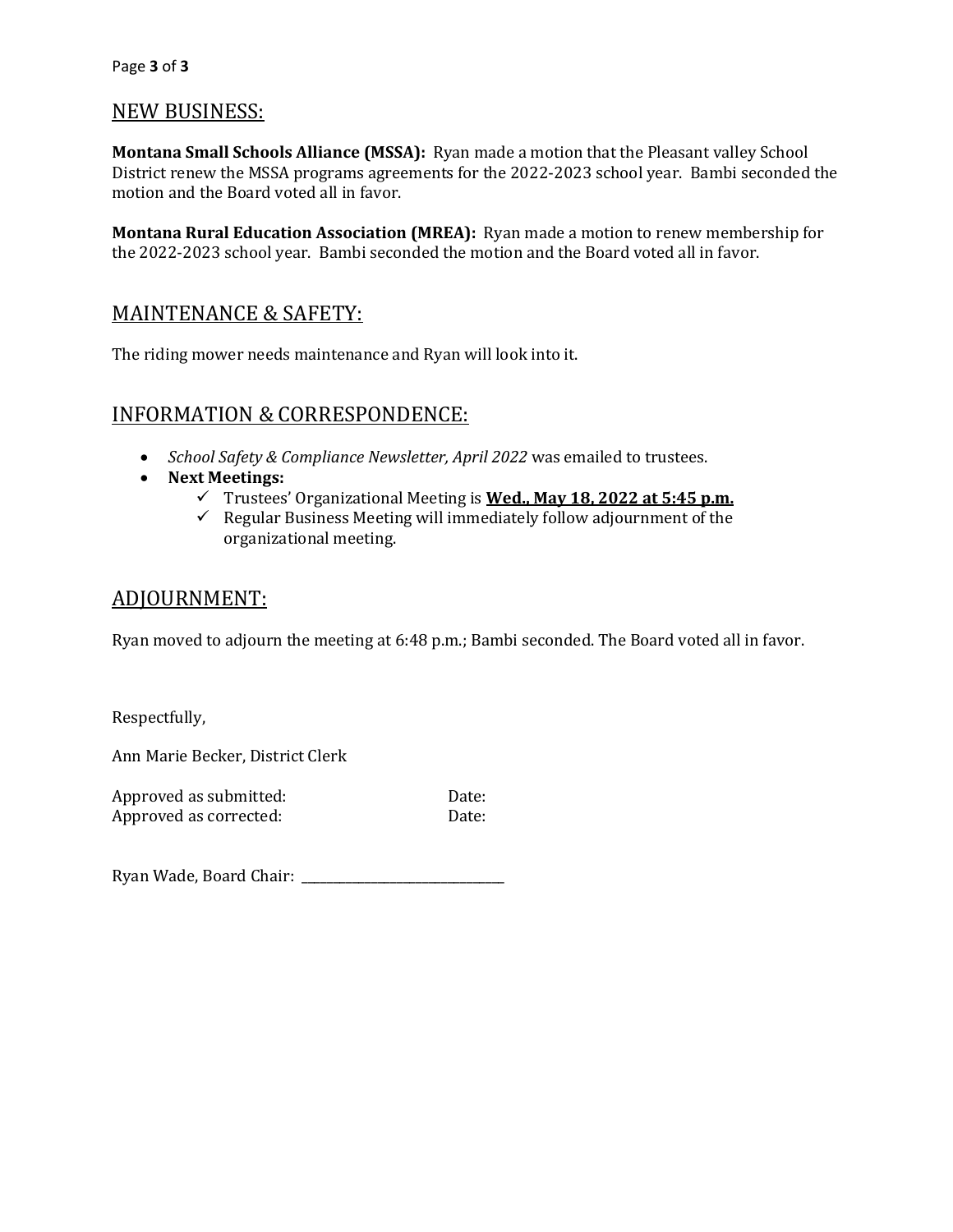## NEW BUSINESS:

**Montana Small Schools Alliance (MSSA):** Ryan made a motion that the Pleasant valley School District renew the MSSA programs agreements for the 2022-2023 school year. Bambi seconded the motion and the Board voted all in favor.

**Montana Rural Education Association (MREA):** Ryan made a motion to renew membership for the 2022-2023 school year. Bambi seconded the motion and the Board voted all in favor.

## MAINTENANCE & SAFETY:

The riding mower needs maintenance and Ryan will look into it.

## INFORMATION & CORRESPONDENCE:

- *School Safety & Compliance Newsletter, April 2022* was emailed to trustees.
- **Next Meetings:**
  - ✓ Trustees' Organizational Meeting is **Wed., May 18, 2022 at 5:45 p.m.**
  - ✓ Regular Business Meeting will immediately follow adjournment of the organizational meeting.

## ADJOURNMENT:

Ryan moved to adjourn the meeting at 6:48 p.m.; Bambi seconded. The Board voted all in favor.

Respectfully,

Ann Marie Becker, District Clerk

Approved as submitted: Date:
Approved as corrected: Date:

Ryan Wade, Board Chair: ______________________________